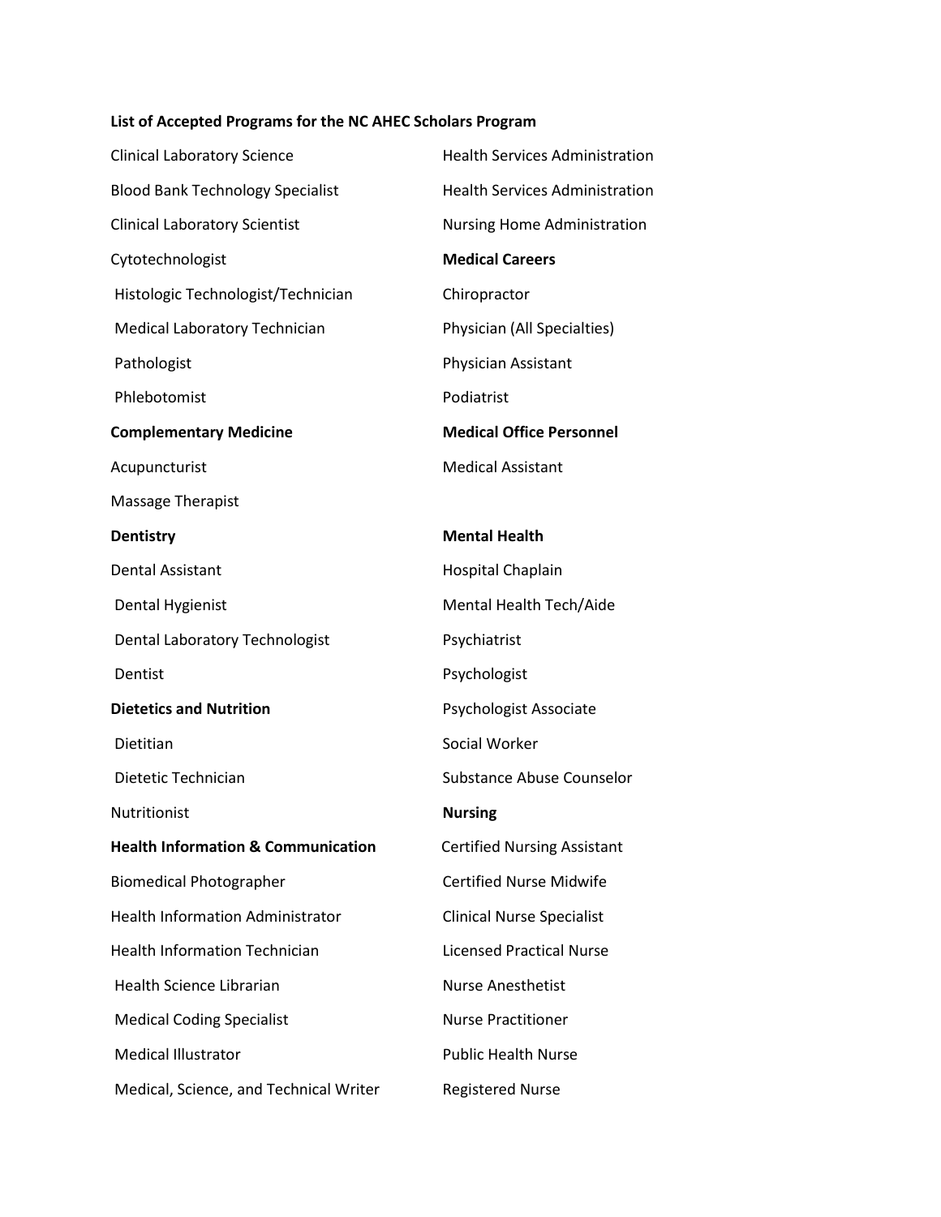**List of Accepted Programs for the NC AHEC Scholars Program**

Clinical Laboratory Science

Blood Bank Technology Specialist

Clinical Laboratory Scientist

Cytotechnologist

Histologic Technologist/Technician

Medical Laboratory Technician

Pathologist

Phlebotomist

**Complementary Medicine**

Acupuncturist

Massage Therapist

**Dentistry**

Dental Assistant

Dental Hygienist

Dental Laboratory Technologist

Dentist

**Dietetics and Nutrition**

Dietitian

Dietetic Technician

Nutritionist

**Health Information & Communication**

Biomedical Photographer

Health Information Administrator

Health Information Technician

Health Science Librarian

Medical Coding Specialist

Medical Illustrator

Medical, Science, and Technical Writer

Health Services Administration

Health Services Administration

Nursing Home Administration

**Medical Careers**

Chiropractor

Physician (All Specialties)

Physician Assistant

Podiatrist

**Medical Office Personnel**

Medical Assistant

**Mental Health**

Hospital Chaplain

Mental Health Tech/Aide

Psychiatrist

Psychologist

Psychologist Associate

Social Worker

Substance Abuse Counselor

**Nursing**

Certified Nursing Assistant

Certified Nurse Midwife

Clinical Nurse Specialist

Licensed Practical Nurse

Nurse Anesthetist

Nurse Practitioner

Public Health Nurse

Registered Nurse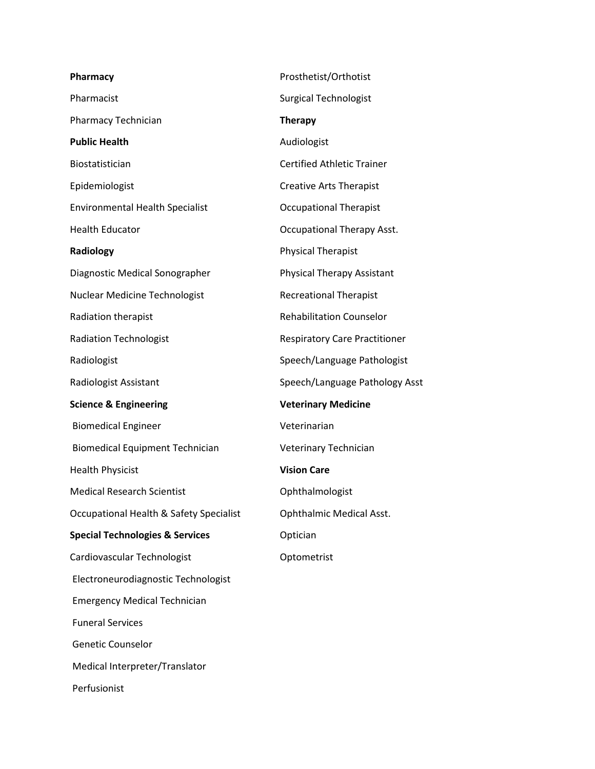**Pharmacy**

Pharmacist

Pharmacy Technician

**Public Health**

Biostatistician

Epidemiologist

Environmental Health Specialist

Health Educator

**Radiology**

Diagnostic Medical Sonographer

Nuclear Medicine Technologist

Radiation therapist

Radiation Technologist

Radiologist

Radiologist Assistant

**Science & Engineering**

Biomedical Engineer

Biomedical Equipment Technician

Health Physicist

Medical Research Scientist

Occupational Health & Safety Specialist

**Special Technologies & Services**

Cardiovascular Technologist

Electroneurodiagnostic Technologist

Emergency Medical Technician

Funeral Services

Genetic Counselor

Medical Interpreter/Translator

Perfusionist

Prosthetist/Orthotist

Surgical Technologist

**Therapy**

Audiologist

Certified Athletic Trainer

Creative Arts Therapist

Occupational Therapist

Occupational Therapy Asst.

Physical Therapist

Physical Therapy Assistant

Recreational Therapist

Rehabilitation Counselor

Respiratory Care Practitioner

Speech/Language Pathologist

Speech/Language Pathology Asst

**Veterinary Medicine**

Veterinarian

Veterinary Technician

**Vision Care**

Ophthalmologist

Ophthalmic Medical Asst.

Optician

Optometrist